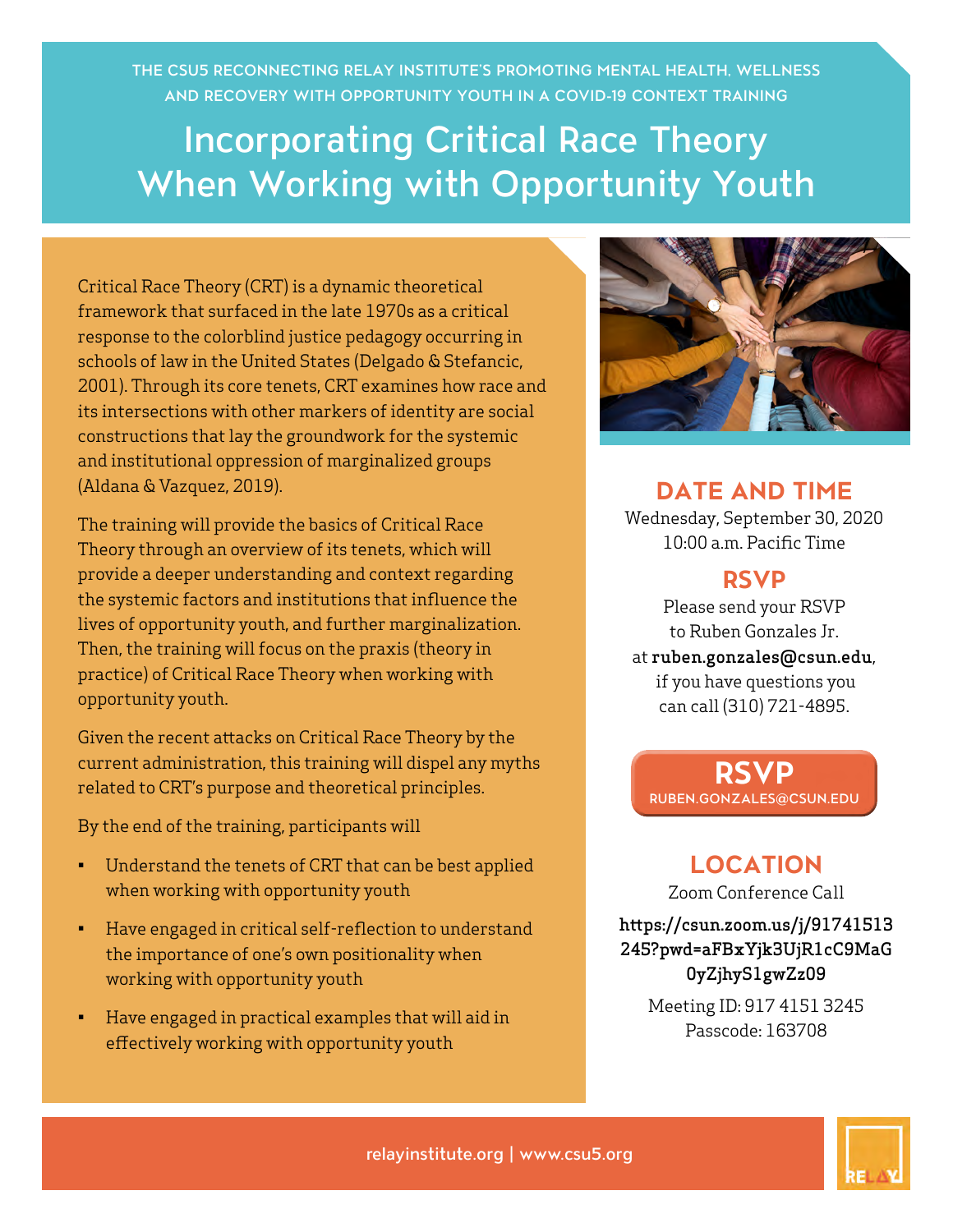THE CSU5 RECONNECTING RELAY INSTITUTE'S PROMOTING MENTAL HEALTH, WELLNESS AND RECOVERY WITH OPPORTUNITY YOUTH IN A COVID-19 CONTEXT TRAINING

# Incorporating Critical Race Theory When Working with Opportunity Youth

Critical Race Theory (CRT) is a dynamic theoretical framework that surfaced in the late 1970s as a critical response to the colorblind justice pedagogy occurring in schools of law in the United States (Delgado & Stefancic, 2001). Through its core tenets, CRT examines how race and its intersections with other markers of identity are social constructions that lay the groundwork for the systemic and institutional oppression of marginalized groups (Aldana & Vazquez, 2019).

The training will provide the basics of Critical Race Theory through an overview of its tenets, which will provide a deeper understanding and context regarding the systemic factors and institutions that influence the lives of opportunity youth, and further marginalization. Then, the training will focus on the praxis (theory in practice) of Critical Race Theory when working with opportunity youth.

Given the recent attacks on Critical Race Theory by the current administration, this training will dispel any myths related to CRT's purpose and theoretical principles.

By the end of the training, participants will

- Understand the tenets of CRT that can be best applied when working with opportunity youth
- Have engaged in critical self-reflection to understand the importance of one's own positionality when working with opportunity youth
- Have engaged in practical examples that will aid in effectively working with opportunity youth

## DATE AND TIME

Wednesday, September 30, 2020
10:00 a.m. Pacific Time

## RSVP

Please send your RSVP to Ruben Gonzales Jr. at **ruben.gonzales@csun.edu**, if you have questions you can call (310) 721-4895.

**RSVP**
RUBEN.GONZALES@CSUN.EDU

## LOCATION

Zoom Conference Call

**https://csun.zoom.us/j/91741513245?pwd=aFBxYjk3UjR1cC9MaG0yZjhyS1gwZz09**

Meeting ID: 917 4151 3245
Passcode: 163708

relayinstitute.org | www.csu5.org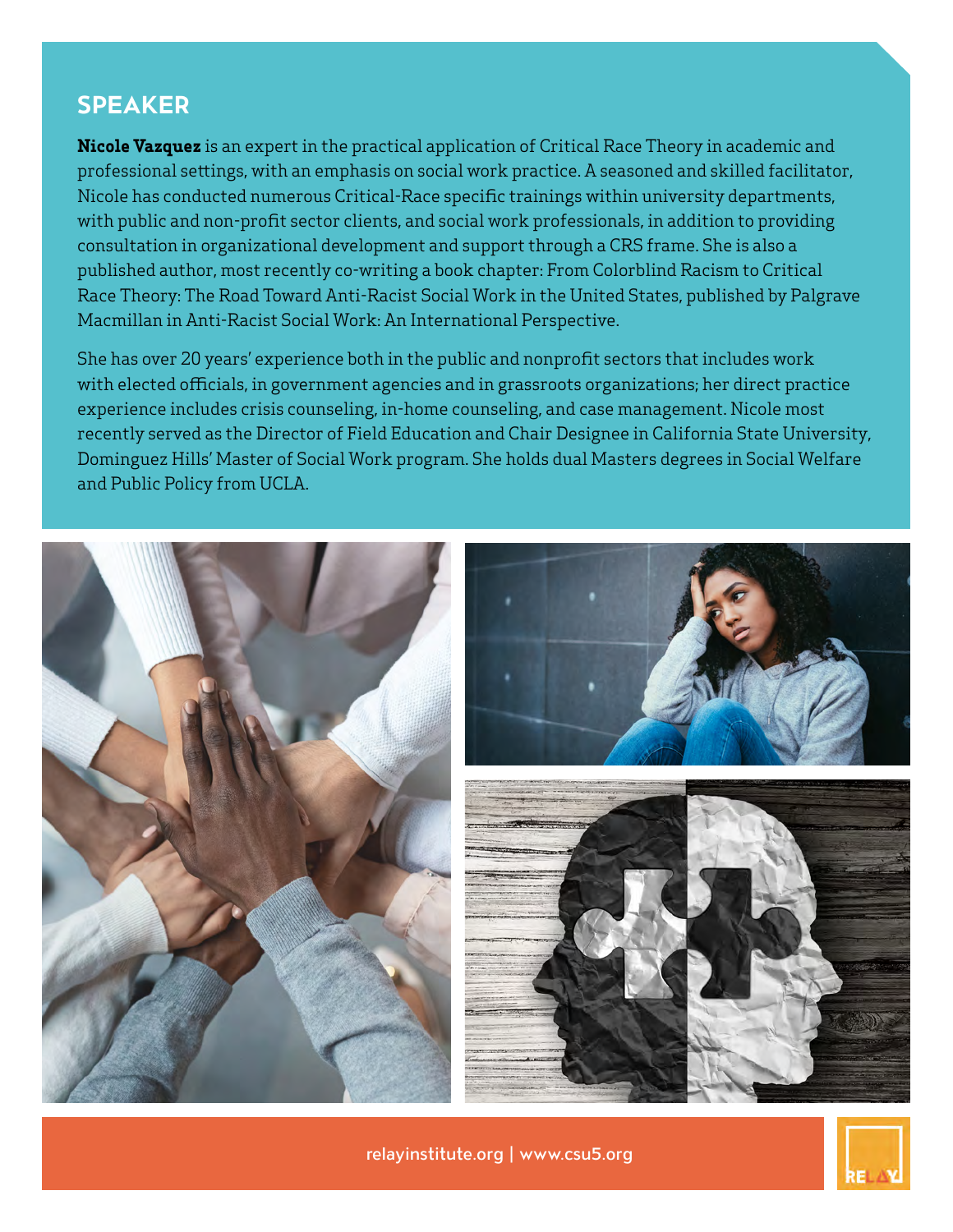## SPEAKER

**Nicole Vazquez** is an expert in the practical application of Critical Race Theory in academic and professional settings, with an emphasis on social work practice. A seasoned and skilled facilitator, Nicole has conducted numerous Critical-Race specific trainings within university departments, with public and non-profit sector clients, and social work professionals, in addition to providing consultation in organizational development and support through a CRS frame. She is also a published author, most recently co-writing a book chapter: From Colorblind Racism to Critical Race Theory: The Road Toward Anti-Racist Social Work in the United States, published by Palgrave Macmillan in Anti-Racist Social Work: An International Perspective.

She has over 20 years' experience both in the public and nonprofit sectors that includes work with elected officials, in government agencies and in grassroots organizations; her direct practice experience includes crisis counseling, in-home counseling, and case management. Nicole most recently served as the Director of Field Education and Chair Designee in California State University, Dominguez Hills' Master of Social Work program. She holds dual Masters degrees in Social Welfare and Public Policy from UCLA.

relayinstitute.org | www.csu5.org